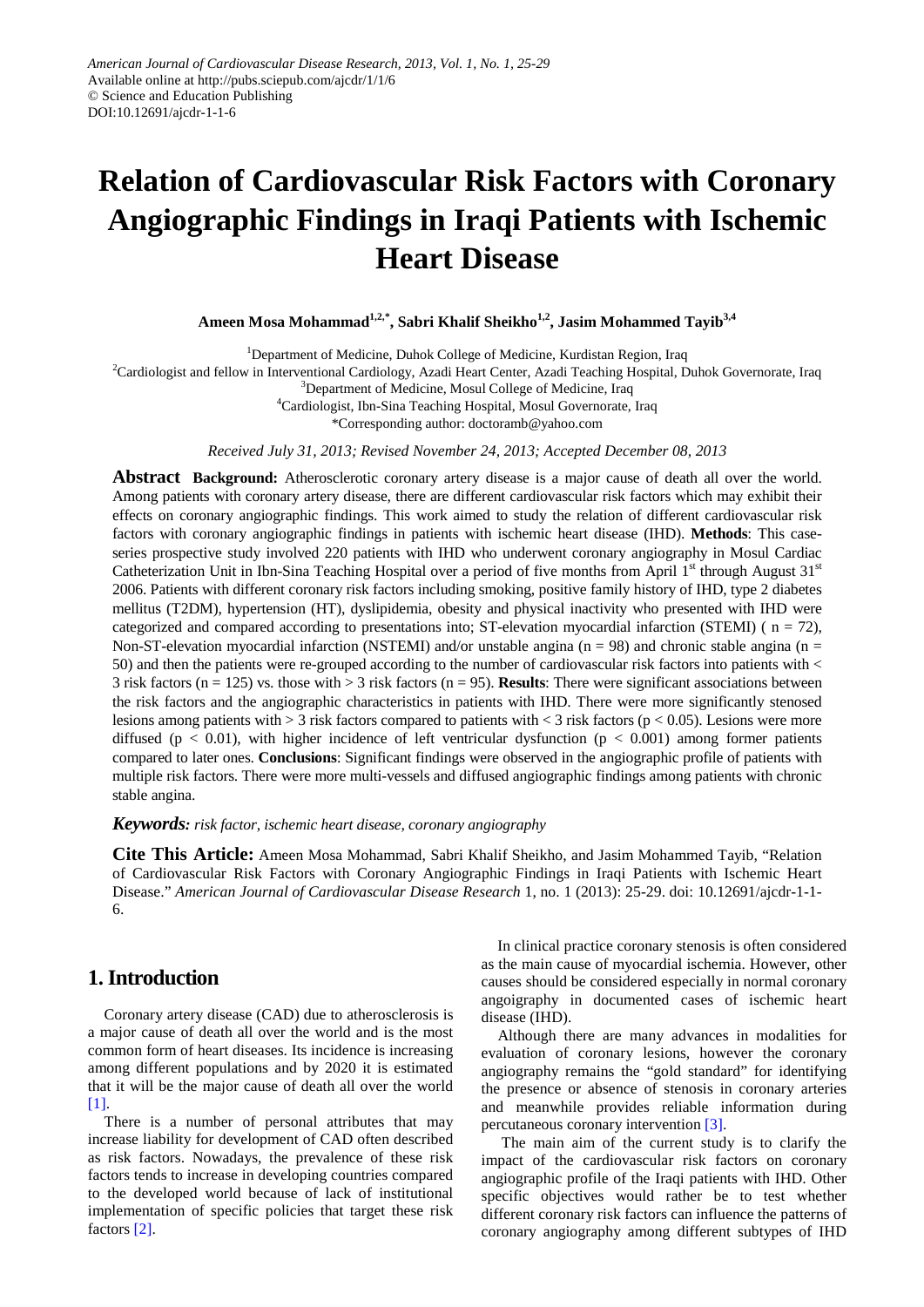# Relation of Cardiovascular Risk Factors with Coronary Angiographic Findings in Iraqi Patients with Ischemic Heart Disease

**Ameen Mosa Mohammad[1,2,*], Sabri Khalif Sheikho[1,2], Jasim Mohammed Tayib[3,4]**

[1]Department of Medicine, Duhok College of Medicine, Kurdistan Region, Iraq
[2]Cardiologist and fellow in Interventional Cardiology, Azadi Heart Center, Azadi Teaching Hospital, Duhok Governorate, Iraq
[3]Department of Medicine, Mosul College of Medicine, Iraq
[4]Cardiologist, Ibn-Sina Teaching Hospital, Mosul Governorate, Iraq
*Corresponding author: doctoramb@yahoo.com

*Received July 31, 2013; Revised November 24, 2013; Accepted December 08, 2013*

**Abstract** **Background:** Atherosclerotic coronary artery disease is a major cause of death all over the world. Among patients with coronary artery disease, there are different cardiovascular risk factors which may exhibit their effects on coronary angiographic findings. This work aimed to study the relation of different cardiovascular risk factors with coronary angiographic findings in patients with ischemic heart disease (IHD). **Methods**: This case-series prospective study involved 220 patients with IHD who underwent coronary angiography in Mosul Cardiac Catheterization Unit in Ibn-Sina Teaching Hospital over a period of five months from April 1st through August 31st 2006. Patients with different coronary risk factors including smoking, positive family history of IHD, type 2 diabetes mellitus (T2DM), hypertension (HT), dyslipidemia, obesity and physical inactivity who presented with IHD were categorized and compared according to presentations into; ST-elevation myocardial infarction (STEMI) ( $n = 72$), Non-ST-elevation myocardial infarction (NSTEMI) and/or unstable angina ($n = 98$) and chronic stable angina ($n = 50$) and then the patients were re-grouped according to the number of cardiovascular risk factors into patients with < 3 risk factors ($n = 125$) vs. those with > 3 risk factors ($n = 95$). **Results**: There were significant associations between the risk factors and the angiographic characteristics in patients with IHD. There were more significantly stenosed lesions among patients with > 3 risk factors compared to patients with < 3 risk factors ($p < 0.05$). Lesions were more diffused ($p < 0.01$), with higher incidence of left ventricular dysfunction ($p < 0.001$) among former patients compared to later ones. **Conclusions**: Significant findings were observed in the angiographic profile of patients with multiple risk factors. There were more multi-vessels and diffused angiographic findings among patients with chronic stable angina.

***Keywords:*** *risk factor, ischemic heart disease, coronary angiography*

**Cite This Article:** Ameen Mosa Mohammad, Sabri Khalif Sheikho, and Jasim Mohammed Tayib, "Relation of Cardiovascular Risk Factors with Coronary Angiographic Findings in Iraqi Patients with Ischemic Heart Disease." *American Journal of Cardiovascular Disease Research* 1, no. 1 (2013): 25-29. doi: 10.12691/ajcdr-1-1-6.

## 1. Introduction

Coronary artery disease (CAD) due to atherosclerosis is a major cause of death all over the world and is the most common form of heart diseases. Its incidence is increasing among different populations and by 2020 it is estimated that it will be the major cause of death all over the world [1].

There is a number of personal attributes that may increase liability for development of CAD often described as risk factors. Nowadays, the prevalence of these risk factors tends to increase in developing countries compared to the developed world because of lack of institutional implementation of specific policies that target these risk factors [2].

In clinical practice coronary stenosis is often considered as the main cause of myocardial ischemia. However, other causes should be considered especially in normal coronary angoigraphy in documented cases of ischemic heart disease (IHD).

Although there are many advances in modalities for evaluation of coronary lesions, however the coronary angiography remains the "gold standard" for identifying the presence or absence of stenosis in coronary arteries and meanwhile provides reliable information during percutaneous coronary intervention [3].

The main aim of the current study is to clarify the impact of the cardiovascular risk factors on coronary angiographic profile of the Iraqi patients with IHD. Other specific objectives would rather be to test whether different coronary risk factors can influence the patterns of coronary angiography among different subtypes of IHD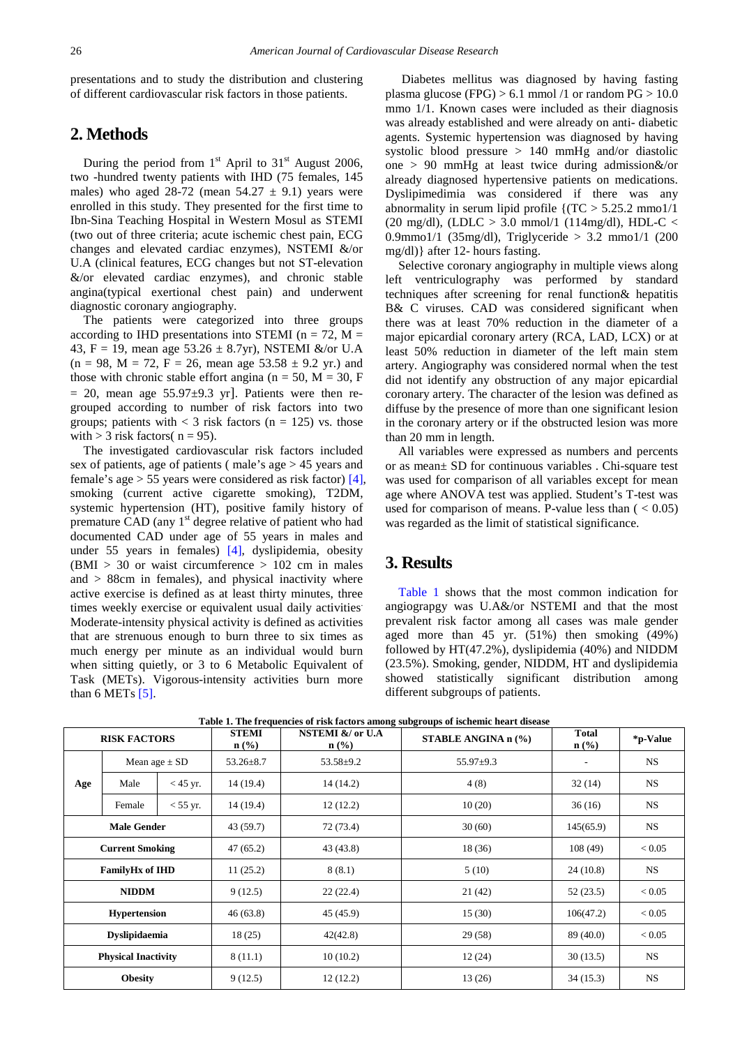presentations and to study the distribution and clustering of different cardiovascular risk factors in those patients.

## 2. Methods

During the period from 1st April to 31st August 2006, two -hundred twenty patients with IHD (75 females, 145 males) who aged 28-72 (mean 54.27 ± 9.1) years were enrolled in this study. They presented for the first time to Ibn-Sina Teaching Hospital in Western Mosul as STEMI (two out of three criteria; acute ischemic chest pain, ECG changes and elevated cardiac enzymes), NSTEMI &/or U.A (clinical features, ECG changes but not ST-elevation &/or elevated cardiac enzymes), and chronic stable angina(typical exertional chest pain) and underwent diagnostic coronary angiography.

The patients were categorized into three groups according to IHD presentations into STEMI (n = 72, M = 43, F = 19, mean age 53.26 ± 8.7yr), NSTEMI &/or U.A (n = 98, M = 72, F = 26, mean age 53.58 ± 9.2 yr.) and those with chronic stable effort angina (n = 50, M = 30, F = 20, mean age 55.97±9.3 yr]. Patients were then re-grouped according to number of risk factors into two groups; patients with < 3 risk factors (n = 125) vs. those with > 3 risk factors( n = 95).

The investigated cardiovascular risk factors included sex of patients, age of patients ( male's age > 45 years and female's age > 55 years were considered as risk factor) [4], smoking (current active cigarette smoking), T2DM, systemic hypertension (HT), positive family history of premature CAD (any 1st degree relative of patient who had documented CAD under age of 55 years in males and under 55 years in females) [4], dyslipidemia, obesity (BMI > 30 or waist circumference > 102 cm in males and > 88cm in females), and physical inactivity where active exercise is defined as at least thirty minutes, three times weekly exercise or equivalent usual daily activities. Moderate-intensity physical activity is defined as activities that are strenuous enough to burn three to six times as much energy per minute as an individual would burn when sitting quietly, or 3 to 6 Metabolic Equivalent of Task (METs). Vigorous-intensity activities burn more than 6 METs [5].

Diabetes mellitus was diagnosed by having fasting plasma glucose (FPG) > 6.1 mmol /1 or random PG > 10.0 mmo 1/1. Known cases were included as their diagnosis was already established and were already on anti- diabetic agents. Systemic hypertension was diagnosed by having systolic blood pressure > 140 mmHg and/or diastolic one > 90 mmHg at least twice during admission&/or already diagnosed hypertensive patients on medications. Dyslipimedimia was considered if there was any abnormality in serum lipid profile {(TC > 5.25.2 mmo1/1 (20 mg/dl), (LDLC > 3.0 mmol/1 (114mg/dl), HDL-C < 0.9mmo1/1 (35mg/dl), Triglyceride > 3.2 mmo1/1 (200 mg/dl)} after 12- hours fasting.

Selective coronary angiography in multiple views along left ventriculography was performed by standard techniques after screening for renal function& hepatitis B& C viruses. CAD was considered significant when there was at least 70% reduction in the diameter of a major epicardial coronary artery (RCA, LAD, LCX) or at least 50% reduction in diameter of the left main stem artery. Angiography was considered normal when the test did not identify any obstruction of any major epicardial coronary artery. The character of the lesion was defined as diffuse by the presence of more than one significant lesion in the coronary artery or if the obstructed lesion was more than 20 mm in length.

All variables were expressed as numbers and percents or as mean± SD for continuous variables . Chi-square test was used for comparison of all variables except for mean age where ANOVA test was applied. Student's T-test was used for comparison of means. P-value less than ( < 0.05) was regarded as the limit of statistical significance.

## 3. Results

Table 1 shows that the most common indication for angiograpgy was U.A&/or NSTEMI and that the most prevalent risk factor among all cases was male gender aged more than 45 yr. (51%) then smoking (49%) followed by HT(47.2%), dyslipidemia (40%) and NIDDM (23.5%). Smoking, gender, NIDDM, HT and dyslipidemia showed statistically significant distribution among different subgroups of patients.

**Table 1. The frequencies of risk factors among subgroups of ischemic heart disease**

| RISK FACTORS | | | STEMI n (%) | NSTEMI &/ or U.A n (%) | STABLE ANGINA n (%) | Total n (%) | *p-Value |
|---|---|---|---|---|---|---|---|
| Age | Mean age ± SD | | 53.26±8.7 | 53.58±9.2 | 55.97±9.3 | - | NS |
| | Male | < 45 yr. | 14 (19.4) | 14 (14.2) | 4 (8) | 32 (14) | NS |
| | Female | < 55 yr. | 14 (19.4) | 12 (12.2) | 10 (20) | 36 (16) | NS |
| Male Gender | | | 43 (59.7) | 72 (73.4) | 30 (60) | 145(65.9) | NS |
| Current Smoking | | | 47 (65.2) | 43 (43.8) | 18 (36) | 108 (49) | < 0.05 |
| FamilyHx of IHD | | | 11 (25.2) | 8 (8.1) | 5 (10) | 24 (10.8) | NS |
| NIDDM | | | 9 (12.5) | 22 (22.4) | 21 (42) | 52 (23.5) | < 0.05 |
| Hypertension | | | 46 (63.8) | 45 (45.9) | 15 (30) | 106(47.2) | < 0.05 |
| Dyslipidaemia | | | 18 (25) | 42(42.8) | 29 (58) | 89 (40.0) | < 0.05 |
| Physical Inactivity | | | 8 (11.1) | 10 (10.2) | 12 (24) | 30 (13.5) | NS |
| Obesity | | | 9 (12.5) | 12 (12.2) | 13 (26) | 34 (15.3) | NS |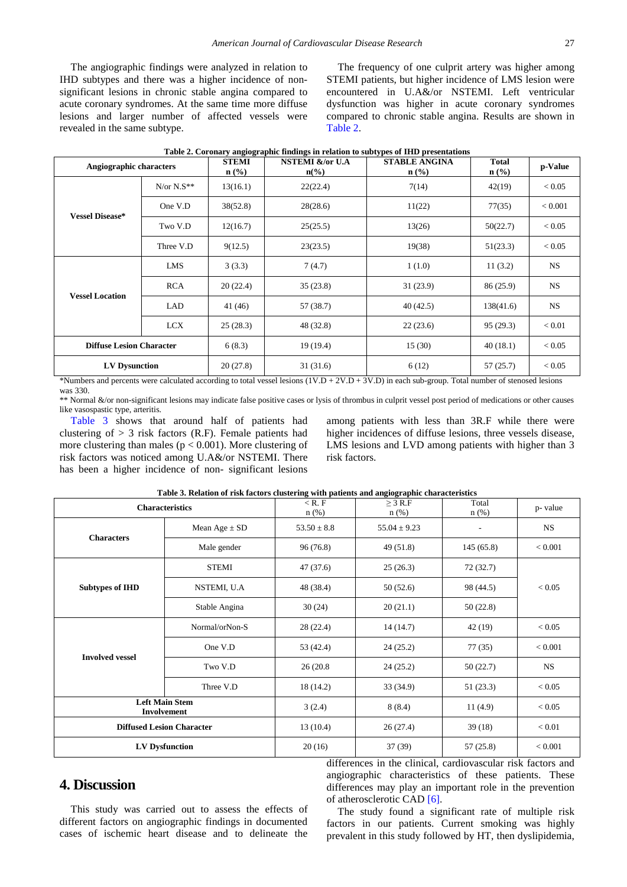The angiographic findings were analyzed in relation to IHD subtypes and there was a higher incidence of non-significant lesions in chronic stable angina compared to acute coronary syndromes. At the same time more diffuse lesions and larger number of affected vessels were revealed in the same subtype.

The frequency of one culprit artery was higher among STEMI patients, but higher incidence of LMS lesion were encountered in U.A&/or NSTEMI. Left ventricular dysfunction was higher in acute coronary syndromes compared to chronic stable angina. Results are shown in Table 2.

**Table 2. Coronary angiographic findings in relation to subtypes of IHD presentations**

| Angiographic characters | | STEMI n (%) | NSTEMI &/or U.A n(%) | STABLE ANGINA n (%) | Total n (%) | p-Value |
|---|---|---|---|---|---|---|
| Vessel Disease* | N/or N.S** | 13(16.1) | 22(22.4) | 7(14) | 42(19) | < 0.05 |
| | One V.D | 38(52.8) | 28(28.6) | 11(22) | 77(35) | < 0.001 |
| | Two V.D | 12(16.7) | 25(25.5) | 13(26) | 50(22.7) | < 0.05 |
| | Three V.D | 9(12.5) | 23(23.5) | 19(38) | 51(23.3) | < 0.05 |
| Vessel Location | LMS | 3 (3.3) | 7 (4.7) | 1 (1.0) | 11 (3.2) | NS |
| | RCA | 20 (22.4) | 35 (23.8) | 31 (23.9) | 86 (25.9) | NS |
| | LAD | 41 (46) | 57 (38.7) | 40 (42.5) | 138(41.6) | NS |
| | LCX | 25 (28.3) | 48 (32.8) | 22 (23.6) | 95 (29.3) | < 0.01 |
| Diffuse Lesion Character | | 6 (8.3) | 19 (19.4) | 15 (30) | 40 (18.1) | < 0.05 |
| LV Dysunction | | 20 (27.8) | 31 (31.6) | 6 (12) | 57 (25.7) | < 0.05 |

*Numbers and percents were calculated according to total vessel lesions (1V.D + 2V.D + 3V.D) in each sub-group. Total number of stenosed lesions was 330.

** Normal &/or non-significant lesions may indicate false positive cases or lysis of thrombus in culprit vessel post period of medications or other causes like vasospastic type, arteritis.

Table 3 shows that around half of patients had clustering of > 3 risk factors (R.F). Female patients had more clustering than males (p < 0.001). More clustering of risk factors was noticed among U.A&/or NSTEMI. There has been a higher incidence of non- significant lesions among patients with less than 3R.F while there were higher incidences of diffuse lesions, three vessels disease, LMS lesions and LVD among patients with higher than 3 risk factors.

**Table 3. Relation of risk factors clustering with patients and angiographic characteristics**

| Characteristics | | < R. F n (%) | ≥ 3 R.F n (%) | Total n (%) | p- value |
|---|---|---|---|---|---|
| Characters | Mean Age ± SD | 53.50 ± 8.8 | 55.04 ± 9.23 | - | NS |
| | Male gender | 96 (76.8) | 49 (51.8) | 145 (65.8) | < 0.001 |
| Subtypes of IHD | STEMI | 47 (37.6) | 25 (26.3) | 72 (32.7) | < 0.05 |
| | NSTEMI, U.A | 48 (38.4) | 50 (52.6) | 98 (44.5) | |
| | Stable Angina | 30 (24) | 20 (21.1) | 50 (22.8) | |
| Involved vessel | Normal/orNon-S | 28 (22.4) | 14 (14.7) | 42 (19) | < 0.05 |
| | One V.D | 53 (42.4) | 24 (25.2) | 77 (35) | < 0.001 |
| | Two V.D | 26 (20.8 | 24 (25.2) | 50 (22.7) | NS |
| | Three V.D | 18 (14.2) | 33 (34.9) | 51 (23.3) | < 0.05 |
| Left Main Stem Involvement | | 3 (2.4) | 8 (8.4) | 11 (4.9) | < 0.05 |
| Diffused Lesion Character | | 13 (10.4) | 26 (27.4) | 39 (18) | < 0.01 |
| LV Dysfunction | | 20 (16) | 37 (39) | 57 (25.8) | < 0.001 |

# 4. Discussion

This study was carried out to assess the effects of different factors on angiographic findings in documented cases of ischemic heart disease and to delineate the differences in the clinical, cardiovascular risk factors and angiographic characteristics of these patients. These differences may play an important role in the prevention of atherosclerotic CAD [6].

The study found a significant rate of multiple risk factors in our patients. Current smoking was highly prevalent in this study followed by HT, then dyslipidemia,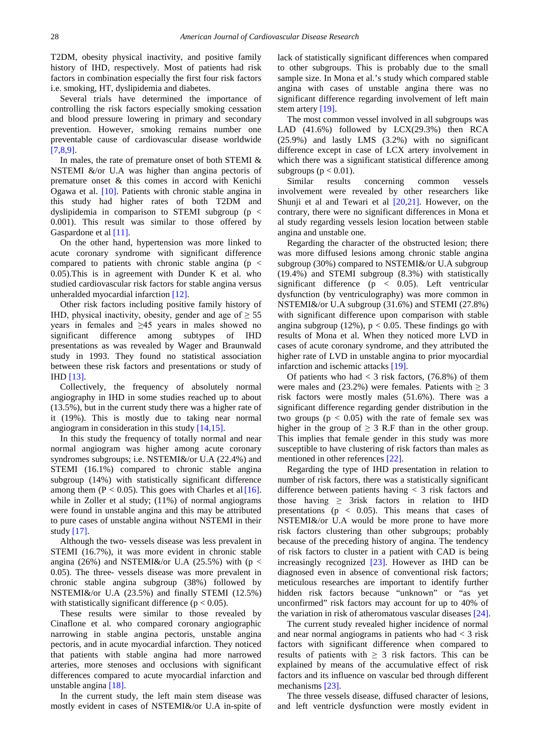T2DM, obesity physical inactivity, and positive family history of IHD, respectively. Most of patients had risk factors in combination especially the first four risk factors i.e. smoking, HT, dyslipidemia and diabetes.

Several trials have determined the importance of controlling the risk factors especially smoking cessation and blood pressure lowering in primary and secondary prevention. However, smoking remains number one preventable cause of cardiovascular disease worldwide [7,8,9].

In males, the rate of premature onset of both STEMI & NSTEMI &/or U.A was higher than angina pectoris of premature onset & this comes in accord with Kenichi Ogawa et al. [10]. Patients with chronic stable angina in this study had higher rates of both T2DM and dyslipidemia in comparison to STEMI subgroup ($p < 0.001$). This result was similar to those offered by Gaspardone et al [11].

On the other hand, hypertension was more linked to acute coronary syndrome with significant difference compared to patients with chronic stable angina ($p < 0.05$).This is in agreement with Dunder K et al. who studied cardiovascular risk factors for stable angina versus unheralded myocardial infarction [12].

Other risk factors including positive family history of IHD, physical inactivity, obesity, gender and age of ≥ 55 years in females and ≥45 years in males showed no significant difference among subtypes of IHD presentations as was revealed by Wager and Braunwald study in 1993. They found no statistical association between these risk factors and presentations or study of IHD [13].

Collectively, the frequency of absolutely normal angiography in IHD in some studies reached up to about (13.5%), but in the current study there was a higher rate of it (19%). This is mostly due to taking near normal angiogram in consideration in this study [14,15].

In this study the frequency of totally normal and near normal angiogram was higher among acute coronary syndromes subgroups; i.e. NSTEMI&/or U.A (22.4%) and STEMI (16.1%) compared to chronic stable angina subgroup (14%) with statistically significant difference among them ($P < 0.05$). This goes with Charles et al [16]. while in Zoller et al study; (11%) of normal angiograms were found in unstable angina and this may be attributed to pure cases of unstable angina without NSTEMI in their study [17].

Although the two- vessels disease was less prevalent in STEMI (16.7%), it was more evident in chronic stable angina (26%) and NSTEMI&/or U.A (25.5%) with ($p < 0.05$). The three- vessels disease was more prevalent in chronic stable angina subgroup (38%) followed by NSTEMI&/or U.A (23.5%) and finally STEMI (12.5%) with statistically significant difference ($p < 0.05$).

These results were similar to those revealed by Cinaflone et al. who compared coronary angiographic narrowing in stable angina pectoris, unstable angina pectoris, and in acute myocardial infarction. They noticed that patients with stable angina had more narrowed arteries, more stenoses and occlusions with significant differences compared to acute myocardial infarction and unstable angina [18].

In the current study, the left main stem disease was mostly evident in cases of NSTEMI&/or U.A in-spite of lack of statistically significant differences when compared to other subgroups. This is probably due to the small sample size. In Mona et al.'s study which compared stable angina with cases of unstable angina there was no significant difference regarding involvement of left main stem artery [19].

The most common vessel involved in all subgroups was LAD (41.6%) followed by LCX(29.3%) then RCA (25.9%) and lastly LMS (3.2%) with no significant difference except in case of LCX artery involvement in which there was a significant statistical difference among subgroups ($p < 0.01$).

Similar results concerning common vessels involvement were revealed by other researchers like Shunji et al and Tewari et al [20,21]. However, on the contrary, there were no significant differences in Mona et al study regarding vessels lesion location between stable angina and unstable one.

Regarding the character of the obstructed lesion; there was more diffused lesions among chronic stable angina subgroup (30%) compared to NSTEMI&/or U.A subgroup (19.4%) and STEMI subgroup (8.3%) with statistically significant difference ($p < 0.05$). Left ventricular dysfunction (by ventriculography) was more common in NSTEMI&/or U.A subgroup (31.6%) and STEMI (27.8%) with significant difference upon comparison with stable angina subgroup (12%), $p < 0.05$. These findings go with results of Mona et al. When they noticed more LVD in cases of acute coronary syndrome, and they attributed the higher rate of LVD in unstable angina to prior myocardial infarction and ischemic attacks [19].

Of patients who had < 3 risk factors, (76.8%) of them were males and (23.2%) were females. Patients with ≥ 3 risk factors were mostly males (51.6%). There was a significant difference regarding gender distribution in the two groups ($p < 0.05$) with the rate of female sex was higher in the group of ≥ 3 R.F than in the other group. This implies that female gender in this study was more susceptible to have clustering of risk factors than males as mentioned in other references [22].

Regarding the type of IHD presentation in relation to number of risk factors, there was a statistically significant difference between patients having < 3 risk factors and those having ≥ 3risk factors in relation to IHD presentations ($p < 0.05$). This means that cases of NSTEMI&/or U.A would be more prone to have more risk factors clustering than other subgroups; probably because of the preceding history of angina. The tendency of risk factors to cluster in a patient with CAD is being increasingly recognized [23]. However as IHD can be diagnosed even in absence of conventional risk factors; meticulous researches are important to identify further hidden risk factors because "unknown" or "as yet unconfirmed" risk factors may account for up to 40% of the variation in risk of atheromatous vascular diseases [24].

The current study revealed higher incidence of normal and near normal angiograms in patients who had < 3 risk factors with significant difference when compared to results of patients with ≥ 3 risk factors. This can be explained by means of the accumulative effect of risk factors and its influence on vascular bed through different mechanisms [23].

The three vessels disease, diffused character of lesions, and left ventricle dysfunction were mostly evident in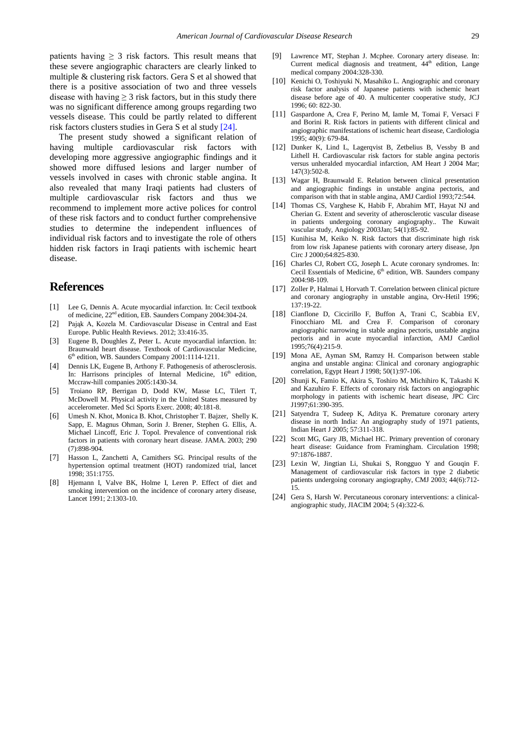patients having $\geq$ 3 risk factors. This result means that these severe angiographic characters are clearly linked to multiple & clustering risk factors. Gera S et al showed that there is a positive association of two and three vessels disease with having $\geq$ 3 risk factors, but in this study there was no significant difference among groups regarding two vessels disease. This could be partly related to different risk factors clusters studies in Gera S et al study [24].

The present study showed a significant relation of having multiple cardiovascular risk factors with developing more aggressive angiographic findings and it showed more diffused lesions and larger number of vessels involved in cases with chronic stable angina. It also revealed that many Iraqi patients had clusters of multiple cardiovascular risk factors and thus we recommend to implement more active polices for control of these risk factors and to conduct further comprehensive studies to determine the independent influences of individual risk factors and to investigate the role of others hidden risk factors in Iraqi patients with ischemic heart disease.

# References

[1] Lee G, Dennis A. Acute myocardial infarction. In: Cecil textbook of medicine, 22nd edition, EB. Saunders Company 2004:304-24.

[2] Pająk A, Kozela M. Cardiovascular Disease in Central and East Europe. Public Health Reviews. 2012; 33:416-35.

[3] Eugene B, Doughles Z, Peter L. Acute myocardial infarction. In: Braunwald heart disease. Textbook of Cardiovascular Medicine, 6th edition, WB. Saunders Company 2001:1114-1211.

[4] Dennis LK, Eugene B, Arthony F. Pathogenesis of atherosclerosis. In: Harrisons principles of Internal Medicine, 16th edition, Mccraw-hill companies 2005:1430-34.

[5] Troiano RP, Berrigan D, Dodd KW, Masse LC, Tilert T, McDowell M. Physical activity in the United States measured by accelerometer. Med Sci Sports Exerc. 2008; 40:181-8.

[6] Umesh N. Khot, Monica B. Khot, Christopher T. Bajzer, Shelly K. Sapp, E. Magnus Ohman, Sorin J. Brener, Stephen G. Ellis, A. Michael Lincoff, Eric J. Topol. Prevalence of conventional risk factors in patients with coronary heart disease. JAMA. 2003; 290 (7):898-904.

[7] Hasson L, Zanchetti A, Camithers SG. Principal results of the hypertension optimal treatment (HOT) randomized trial, lancet 1998; 351:1755.

[8] Hjemann I, Valve BK, Holme I, Leren P. Effect of diet and smoking intervention on the incidence of coronary artery disease, Lancet 1991; 2:1303-10.

[9] Lawrence MT, Stephan J. Mcphee. Coronary artery disease. In: Current medical diagnosis and treatment, 44th edition, Lange medical company 2004:328-330.

[10] Kenichi O, Toshiyuki N, Masahiko L. Angiographic and coronary risk factor analysis of Japanese patients with ischemic heart disease before age of 40. A multicenter cooperative study, JCJ 1996; 60: 822-30.

[11] Gaspardone A, Crea F, Perino M, Iamle M, Tomai F, Versaci F and Borini R. Risk factors in patients with different clinical and angiographic manifestations of ischemic heart disease, Cardiologia 1995; 40(9): 679-84.

[12] Dunker K, Lind L, Lagerqvist B, Zetbelius B, Vessby B and Lithell H. Cardiovascular risk factors for stable angina pectoris versus unheralded myocardial infarction, AM Heart J 2004 Mar; 147(3):502-8.

[13] Wagar H, Braunwald E. Relation between clinical presentation and angiographic findings in unstable angina pectoris, and comparison with that in stable angina, AMJ Cardiol 1993;72:544.

[14] Thomas CS, Varghese K, Habib F, Abrahim MT, Hayat NJ and Cherian G. Extent and severity of atherosclerotic vascular disease in patients undergoing coronary angiography.. The Kuwait vascular study, Angiology 2003Jan; 54(1):85-92.

[15] Kunihisa M, Keiko N. Risk factors that discriminate high risk from low risk Japanese patients with coronary artery disease, Jpn Circ J 2000;64:825-830.

[16] Charles CJ, Robert CG, Joseph L. Acute coronary syndromes. In: Cecil Essentials of Medicine, 6th edition, WB. Saunders company 2004:98-109.

[17] Zoller P, Halmai I, Horvath T. Correlation between clinical picture and coronary angiography in unstable angina, Orv-Hetil 1996; 137:19-22.

[18] Cianflone D, Ciccirillo F, Buffon A, Trani C, Scabbia EV, Finocchiaro ML and Crea F. Comparison of coronary angiographic narrowing in stable angina pectoris, unstable angina pectoris and in acute myocardial infarction, AMJ Cardiol 1995;76(4):215-9.

[19] Mona AE, Ayman SM, Ramzy H. Comparison between stable angina and unstable angina: Clinical and coronary angiographic correlation, Egypt Heart J 1998; 50(1):97-106.

[20] Shunji K, Famio K, Akira S, Toshiro M, Michihiro K, Takashi K and Kazuhiro F. Effects of coronary risk factors on angiographic morphology in patients with ischemic heart disease, JPC Circ J1997;61:390-395.

[21] Satyendra T, Sudeep K, Aditya K. Premature coronary artery disease in north India: An angiography study of 1971 patients, Indian Heart J 2005; 57:311-318.

[22] Scott MG, Gary JB, Michael HC. Primary prevention of coronary heart disease: Guidance from Framingham. Circulation 1998; 97:1876-1887.

[23] Lexin W, Jingtian Li, Shukai S, Rongguo Y and Gouqin F. Management of cardiovascular risk factors in type 2 diabetic patients undergoing coronary angiography, CMJ 2003; 44(6):712-15.

[24] Gera S, Harsh W. Percutaneous coronary interventions: a clinical-angiographic study, JIACIM 2004; 5 (4):322-6.